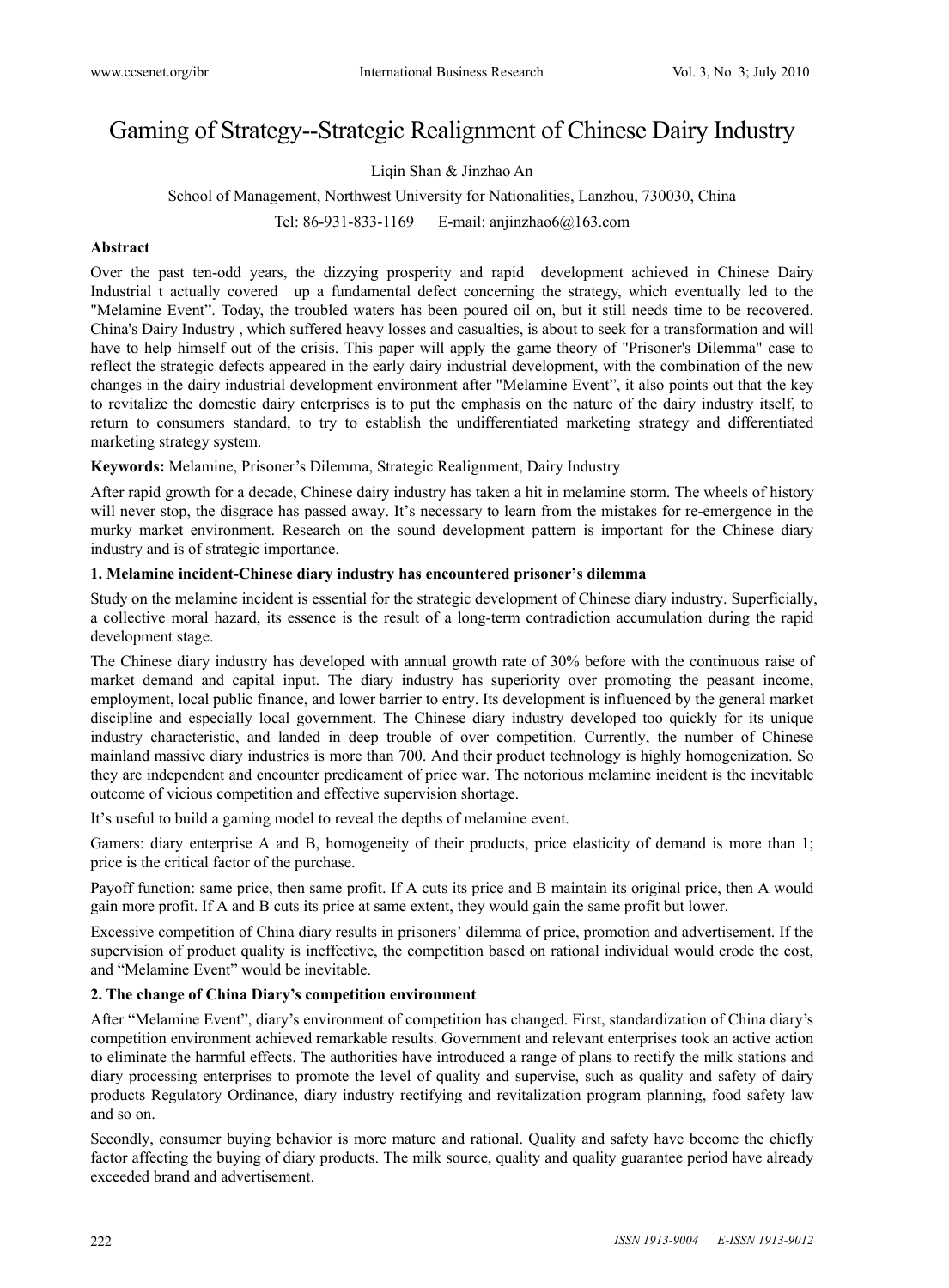# Gaming of Strategy--Strategic Realignment of Chinese Dairy Industry

Liqin Shan & Jinzhao An

School of Management, Northwest University for Nationalities, Lanzhou, 730030, China

Tel: 86-931-833-1169 E-mail: anjinzhao6@163.com

**Abstract**

Over the past ten-odd years, the dizzying prosperity and rapid development achieved in Chinese Dairy Industrial t actually covered up a fundamental defect concerning the strategy, which eventually led to the "Melamine Event". Today, the troubled waters has been poured oil on, but it still needs time to be recovered. China's Dairy Industry , which suffered heavy losses and casualties, is about to seek for a transformation and will have to help himself out of the crisis. This paper will apply the game theory of "Prisoner's Dilemma" case to reflect the strategic defects appeared in the early dairy industrial development, with the combination of the new changes in the dairy industrial development environment after "Melamine Event", it also points out that the key to revitalize the domestic dairy enterprises is to put the emphasis on the nature of the dairy industry itself, to return to consumers standard, to try to establish the undifferentiated marketing strategy and differentiated marketing strategy system.

**Keywords:** Melamine, Prisoner's Dilemma, Strategic Realignment, Dairy Industry

After rapid growth for a decade, Chinese dairy industry has taken a hit in melamine storm. The wheels of history will never stop, the disgrace has passed away. It's necessary to learn from the mistakes for re-emergence in the murky market environment. Research on the sound development pattern is important for the Chinese diary industry and is of strategic importance.

## 1. Melamine incident-Chinese diary industry has encountered prisoner's dilemma

Study on the melamine incident is essential for the strategic development of Chinese diary industry. Superficially, a collective moral hazard, its essence is the result of a long-term contradiction accumulation during the rapid development stage.

The Chinese diary industry has developed with annual growth rate of 30% before with the continuous raise of market demand and capital input. The diary industry has superiority over promoting the peasant income, employment, local public finance, and lower barrier to entry. Its development is influenced by the general market discipline and especially local government. The Chinese diary industry developed too quickly for its unique industry characteristic, and landed in deep trouble of over competition. Currently, the number of Chinese mainland massive diary industries is more than 700. And their product technology is highly homogenization. So they are independent and encounter predicament of price war. The notorious melamine incident is the inevitable outcome of vicious competition and effective supervision shortage.

It's useful to build a gaming model to reveal the depths of melamine event.

Gamers: diary enterprise A and B, homogeneity of their products, price elasticity of demand is more than 1; price is the critical factor of the purchase.

Payoff function: same price, then same profit. If A cuts its price and B maintain its original price, then A would gain more profit. If A and B cuts its price at same extent, they would gain the same profit but lower.

Excessive competition of China diary results in prisoners' dilemma of price, promotion and advertisement. If the supervision of product quality is ineffective, the competition based on rational individual would erode the cost, and "Melamine Event" would be inevitable.

## 2. The change of China Diary's competition environment

After "Melamine Event", diary's environment of competition has changed. First, standardization of China diary's competition environment achieved remarkable results. Government and relevant enterprises took an active action to eliminate the harmful effects. The authorities have introduced a range of plans to rectify the milk stations and diary processing enterprises to promote the level of quality and supervise, such as quality and safety of dairy products Regulatory Ordinance, diary industry rectifying and revitalization program planning, food safety law and so on.

Secondly, consumer buying behavior is more mature and rational. Quality and safety have become the chiefly factor affecting the buying of diary products. The milk source, quality and quality guarantee period have already exceeded brand and advertisement.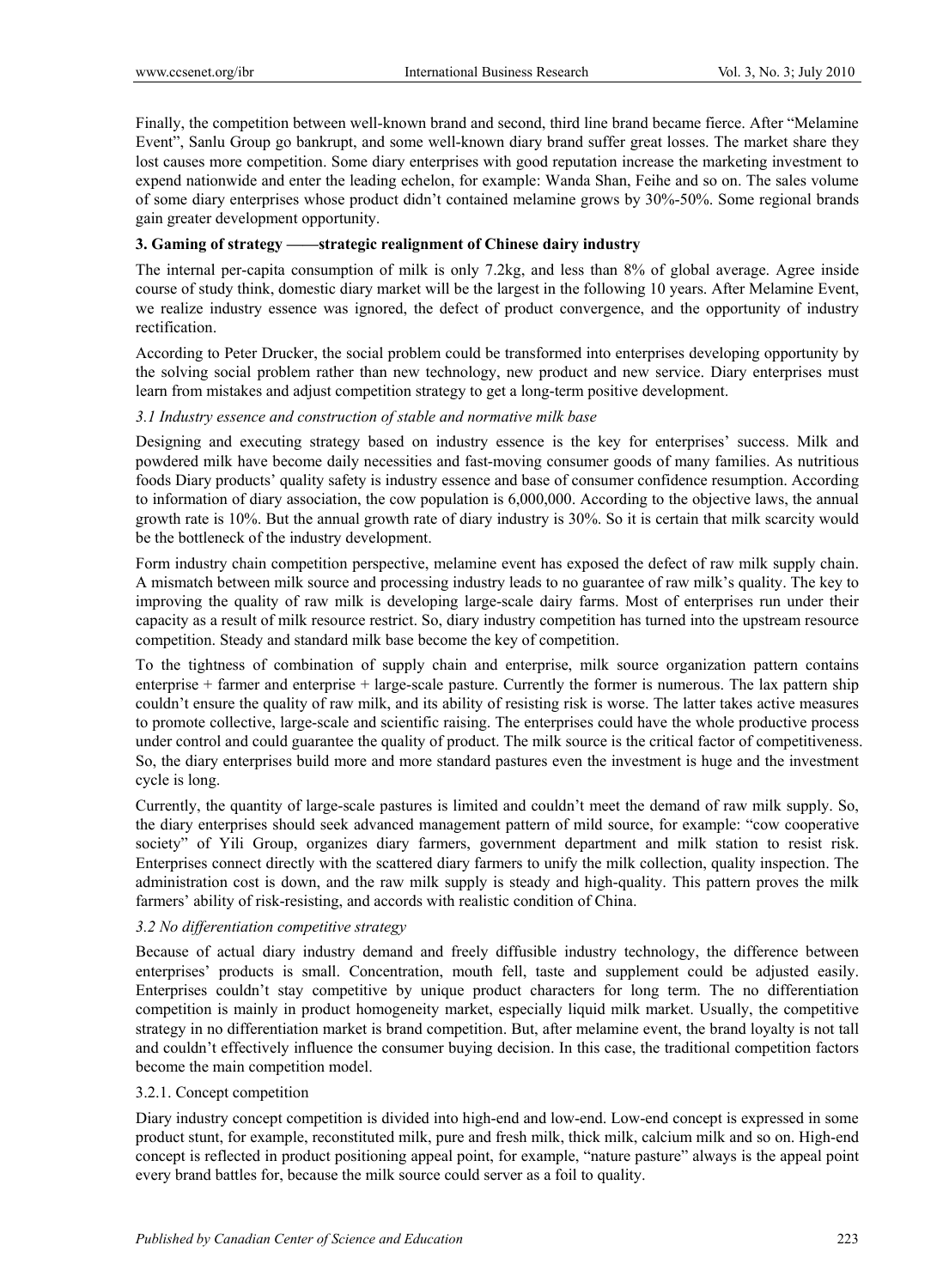Finally, the competition between well-known brand and second, third line brand became fierce. After "Melamine Event", Sanlu Group go bankrupt, and some well-known diary brand suffer great losses. The market share they lost causes more competition. Some diary enterprises with good reputation increase the marketing investment to expend nationwide and enter the leading echelon, for example: Wanda Shan, Feihe and so on. The sales volume of some diary enterprises whose product didn't contained melamine grows by 30%-50%. Some regional brands gain greater development opportunity.

## 3. Gaming of strategy ——strategic realignment of Chinese dairy industry

The internal per-capita consumption of milk is only 7.2kg, and less than 8% of global average. Agree inside course of study think, domestic diary market will be the largest in the following 10 years. After Melamine Event, we realize industry essence was ignored, the defect of product convergence, and the opportunity of industry rectification.

According to Peter Drucker, the social problem could be transformed into enterprises developing opportunity by the solving social problem rather than new technology, new product and new service. Diary enterprises must learn from mistakes and adjust competition strategy to get a long-term positive development.

### *3.1 Industry essence and construction of stable and normative milk base*

Designing and executing strategy based on industry essence is the key for enterprises' success. Milk and powdered milk have become daily necessities and fast-moving consumer goods of many families. As nutritious foods Diary products' quality safety is industry essence and base of consumer confidence resumption. According to information of diary association, the cow population is 6,000,000. According to the objective laws, the annual growth rate is 10%. But the annual growth rate of diary industry is 30%. So it is certain that milk scarcity would be the bottleneck of the industry development.

Form industry chain competition perspective, melamine event has exposed the defect of raw milk supply chain. A mismatch between milk source and processing industry leads to no guarantee of raw milk's quality. The key to improving the quality of raw milk is developing large-scale dairy farms. Most of enterprises run under their capacity as a result of milk resource restrict. So, diary industry competition has turned into the upstream resource competition. Steady and standard milk base become the key of competition.

To the tightness of combination of supply chain and enterprise, milk source organization pattern contains enterprise + farmer and enterprise + large-scale pasture. Currently the former is numerous. The lax pattern ship couldn't ensure the quality of raw milk, and its ability of resisting risk is worse. The latter takes active measures to promote collective, large-scale and scientific raising. The enterprises could have the whole productive process under control and could guarantee the quality of product. The milk source is the critical factor of competitiveness. So, the diary enterprises build more and more standard pastures even the investment is huge and the investment cycle is long.

Currently, the quantity of large-scale pastures is limited and couldn't meet the demand of raw milk supply. So, the diary enterprises should seek advanced management pattern of mild source, for example: "cow cooperative society" of Yili Group, organizes diary farmers, government department and milk station to resist risk. Enterprises connect directly with the scattered diary farmers to unify the milk collection, quality inspection. The administration cost is down, and the raw milk supply is steady and high-quality. This pattern proves the milk farmers' ability of risk-resisting, and accords with realistic condition of China.

### *3.2 No differentiation competitive strategy*

Because of actual diary industry demand and freely diffusible industry technology, the difference between enterprises' products is small. Concentration, mouth fell, taste and supplement could be adjusted easily. Enterprises couldn't stay competitive by unique product characters for long term. The no differentiation competition is mainly in product homogeneity market, especially liquid milk market. Usually, the competitive strategy in no differentiation market is brand competition. But, after melamine event, the brand loyalty is not tall and couldn't effectively influence the consumer buying decision. In this case, the traditional competition factors become the main competition model.

#### 3.2.1. Concept competition

Diary industry concept competition is divided into high-end and low-end. Low-end concept is expressed in some product stunt, for example, reconstituted milk, pure and fresh milk, thick milk, calcium milk and so on. High-end concept is reflected in product positioning appeal point, for example, "nature pasture" always is the appeal point every brand battles for, because the milk source could server as a foil to quality.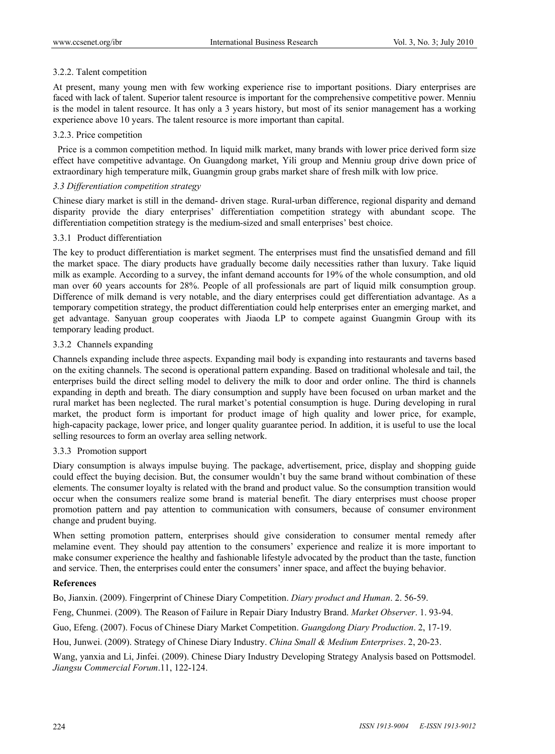#### 3.2.2. Talent competition

At present, many young men with few working experience rise to important positions. Diary enterprises are faced with lack of talent. Superior talent resource is important for the comprehensive competitive power. Menniu is the model in talent resource. It has only a 3 years history, but most of its senior management has a working experience above 10 years. The talent resource is more important than capital.

#### 3.2.3. Price competition

Price is a common competition method. In liquid milk market, many brands with lower price derived form size effect have competitive advantage. On Guangdong market, Yili group and Menniu group drive down price of extraordinary high temperature milk, Guangmin group grabs market share of fresh milk with low price.

### *3.3 Differentiation competition strategy*

Chinese diary market is still in the demand- driven stage. Rural-urban difference, regional disparity and demand disparity provide the diary enterprises' differentiation competition strategy with abundant scope. The differentiation competition strategy is the medium-sized and small enterprises' best choice.

#### 3.3.1 Product differentiation

The key to product differentiation is market segment. The enterprises must find the unsatisfied demand and fill the market space. The diary products have gradually become daily necessities rather than luxury. Take liquid milk as example. According to a survey, the infant demand accounts for 19% of the whole consumption, and old man over 60 years accounts for 28%. People of all professionals are part of liquid milk consumption group. Difference of milk demand is very notable, and the diary enterprises could get differentiation advantage. As a temporary competition strategy, the product differentiation could help enterprises enter an emerging market, and get advantage. Sanyuan group cooperates with Jiaoda LP to compete against Guangmin Group with its temporary leading product.

#### 3.3.2 Channels expanding

Channels expanding include three aspects. Expanding mail body is expanding into restaurants and taverns based on the exiting channels. The second is operational pattern expanding. Based on traditional wholesale and tail, the enterprises build the direct selling model to delivery the milk to door and order online. The third is channels expanding in depth and breath. The diary consumption and supply have been focused on urban market and the rural market has been neglected. The rural market's potential consumption is huge. During developing in rural market, the product form is important for product image of high quality and lower price, for example, high-capacity package, lower price, and longer quality guarantee period. In addition, it is useful to use the local selling resources to form an overlay area selling network.

#### 3.3.3 Promotion support

Diary consumption is always impulse buying. The package, advertisement, price, display and shopping guide could effect the buying decision. But, the consumer wouldn't buy the same brand without combination of these elements. The consumer loyalty is related with the brand and product value. So the consumption transition would occur when the consumers realize some brand is material benefit. The diary enterprises must choose proper promotion pattern and pay attention to communication with consumers, because of consumer environment change and prudent buying.

When setting promotion pattern, enterprises should give consideration to consumer mental remedy after melamine event. They should pay attention to the consumers' experience and realize it is more important to make consumer experience the healthy and fashionable lifestyle advocated by the product than the taste, function and service. Then, the enterprises could enter the consumers' inner space, and affect the buying behavior.

## References

Bo, Jianxin. (2009). Fingerprint of Chinese Diary Competition. *Diary product and Human*. 2. 56-59.

Feng, Chunmei. (2009). The Reason of Failure in Repair Diary Industry Brand. *Market Observer*. 1. 93-94.

Guo, Efeng. (2007). Focus of Chinese Diary Market Competition. *Guangdong Diary Production*. 2, 17-19.

Hou, Junwei. (2009). Strategy of Chinese Diary Industry. *China Small & Medium Enterprises*. 2, 20-23.

Wang, yanxia and Li, Jinfei. (2009). Chinese Diary Industry Developing Strategy Analysis based on Pottsmodel. *Jiangsu Commercial Forum*.11, 122-124.